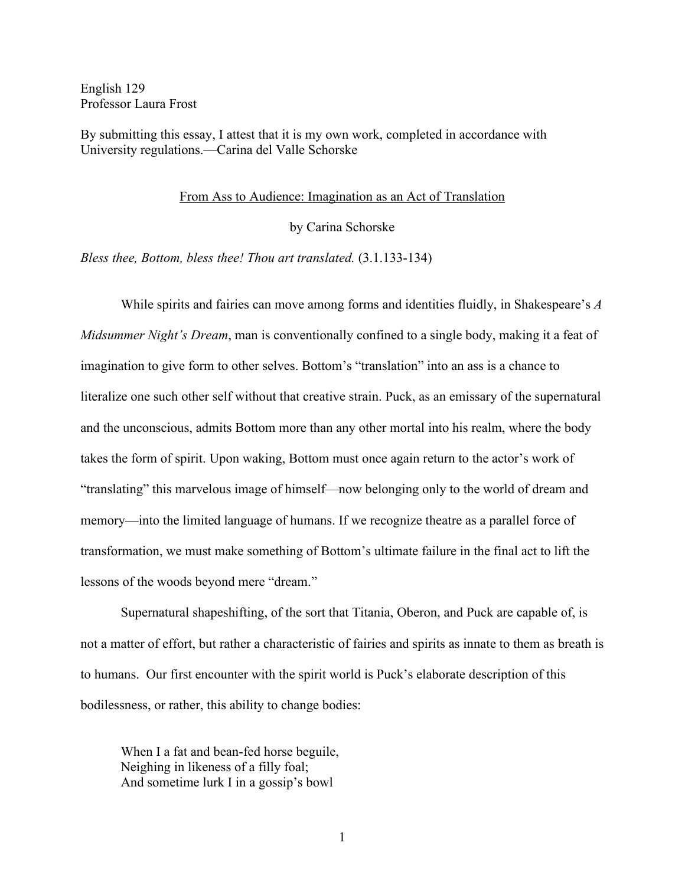English 129
Professor Laura Frost

By submitting this essay, I attest that it is my own work, completed in accordance with University regulations.—Carina del Valle Schorske

<u>From Ass to Audience: Imagination as an Act of Translation</u>

by Carina Schorske

*Bless thee, Bottom, bless thee! Thou art translated.* (3.1.133-134)

While spirits and fairies can move among forms and identities fluidly, in Shakespeare's *A Midsummer Night's Dream*, man is conventionally confined to a single body, making it a feat of imagination to give form to other selves. Bottom's "translation" into an ass is a chance to literalize one such other self without that creative strain. Puck, as an emissary of the supernatural and the unconscious, admits Bottom more than any other mortal into his realm, where the body takes the form of spirit. Upon waking, Bottom must once again return to the actor's work of "translating" this marvelous image of himself—now belonging only to the world of dream and memory—into the limited language of humans. If we recognize theatre as a parallel force of transformation, we must make something of Bottom's ultimate failure in the final act to lift the lessons of the woods beyond mere "dream."

Supernatural shapeshifting, of the sort that Titania, Oberon, and Puck are capable of, is not a matter of effort, but rather a characteristic of fairies and spirits as innate to them as breath is to humans. Our first encounter with the spirit world is Puck's elaborate description of this bodilessness, or rather, this ability to change bodies:

> When I a fat and bean-fed horse beguile,
> Neighing in likeness of a filly foal;
> And sometime lurk I in a gossip's bowl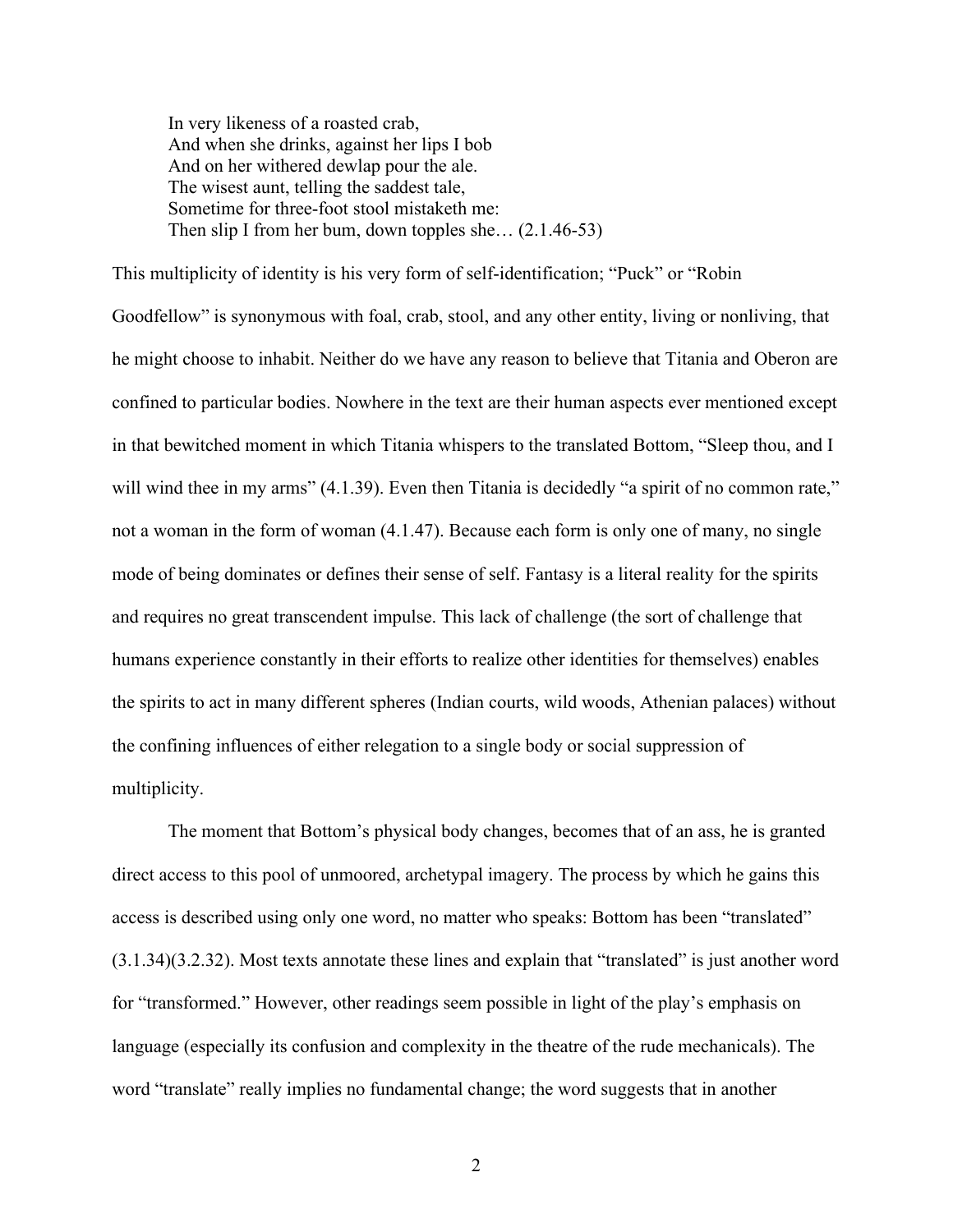> In very likeness of a roasted crab,
> And when she drinks, against her lips I bob
> And on her withered dewlap pour the ale.
> The wisest aunt, telling the saddest tale,
> Sometime for three-foot stool mistaketh me:
> Then slip I from her bum, down topples she… (2.1.46-53)

This multiplicity of identity is his very form of self-identification; "Puck" or "Robin Goodfellow" is synonymous with foal, crab, stool, and any other entity, living or nonliving, that he might choose to inhabit. Neither do we have any reason to believe that Titania and Oberon are confined to particular bodies. Nowhere in the text are their human aspects ever mentioned except in that bewitched moment in which Titania whispers to the translated Bottom, "Sleep thou, and I will wind thee in my arms" (4.1.39). Even then Titania is decidedly "a spirit of no common rate," not a woman in the form of woman (4.1.47). Because each form is only one of many, no single mode of being dominates or defines their sense of self. Fantasy is a literal reality for the spirits and requires no great transcendent impulse. This lack of challenge (the sort of challenge that humans experience constantly in their efforts to realize other identities for themselves) enables the spirits to act in many different spheres (Indian courts, wild woods, Athenian palaces) without the confining influences of either relegation to a single body or social suppression of multiplicity.

The moment that Bottom's physical body changes, becomes that of an ass, he is granted direct access to this pool of unmoored, archetypal imagery. The process by which he gains this access is described using only one word, no matter who speaks: Bottom has been "translated" (3.1.34)(3.2.32). Most texts annotate these lines and explain that "translated" is just another word for "transformed." However, other readings seem possible in light of the play's emphasis on language (especially its confusion and complexity in the theatre of the rude mechanicals). The word "translate" really implies no fundamental change; the word suggests that in another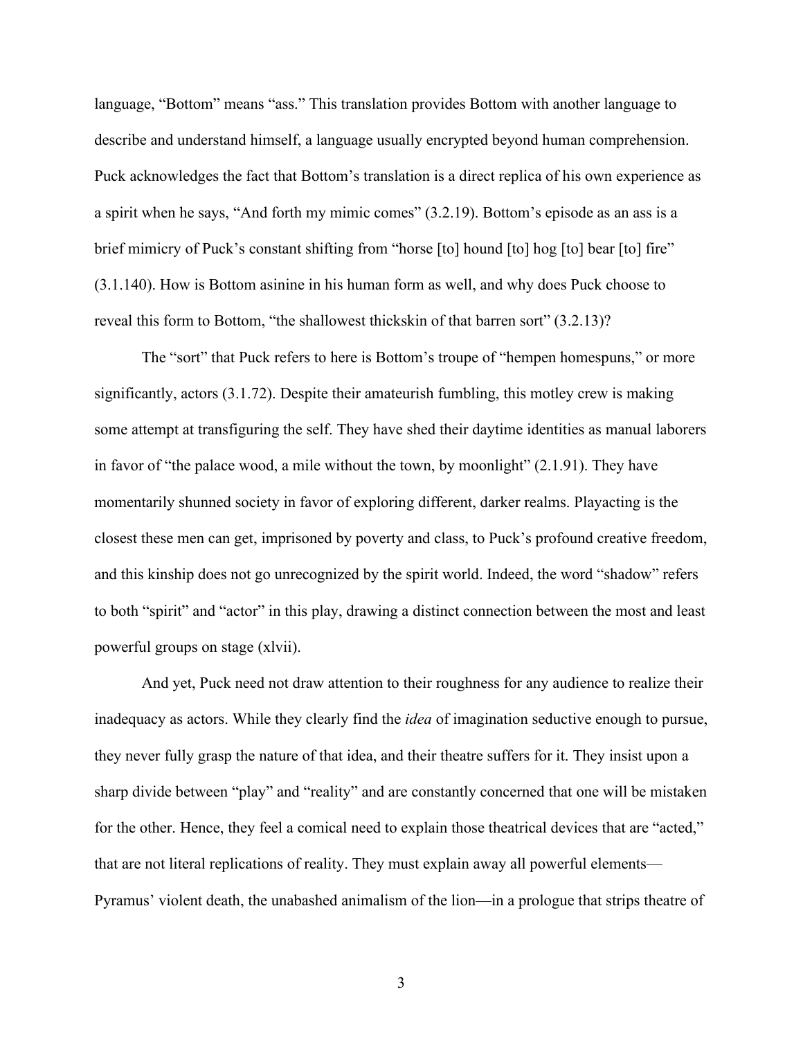language, "Bottom" means "ass." This translation provides Bottom with another language to describe and understand himself, a language usually encrypted beyond human comprehension. Puck acknowledges the fact that Bottom's translation is a direct replica of his own experience as a spirit when he says, "And forth my mimic comes" (3.2.19). Bottom's episode as an ass is a brief mimicry of Puck's constant shifting from "horse [to] hound [to] hog [to] bear [to] fire" (3.1.140). How is Bottom asinine in his human form as well, and why does Puck choose to reveal this form to Bottom, "the shallowest thickskin of that barren sort" (3.2.13)?

The "sort" that Puck refers to here is Bottom's troupe of "hempen homespuns," or more significantly, actors (3.1.72). Despite their amateurish fumbling, this motley crew is making some attempt at transfiguring the self. They have shed their daytime identities as manual laborers in favor of "the palace wood, a mile without the town, by moonlight" (2.1.91). They have momentarily shunned society in favor of exploring different, darker realms. Playacting is the closest these men can get, imprisoned by poverty and class, to Puck's profound creative freedom, and this kinship does not go unrecognized by the spirit world. Indeed, the word "shadow" refers to both "spirit" and "actor" in this play, drawing a distinct connection between the most and least powerful groups on stage (xlvii).

And yet, Puck need not draw attention to their roughness for any audience to realize their inadequacy as actors. While they clearly find the *idea* of imagination seductive enough to pursue, they never fully grasp the nature of that idea, and their theatre suffers for it. They insist upon a sharp divide between "play" and "reality" and are constantly concerned that one will be mistaken for the other. Hence, they feel a comical need to explain those theatrical devices that are "acted," that are not literal replications of reality. They must explain away all powerful elements—Pyramus' violent death, the unabashed animalism of the lion—in a prologue that strips theatre of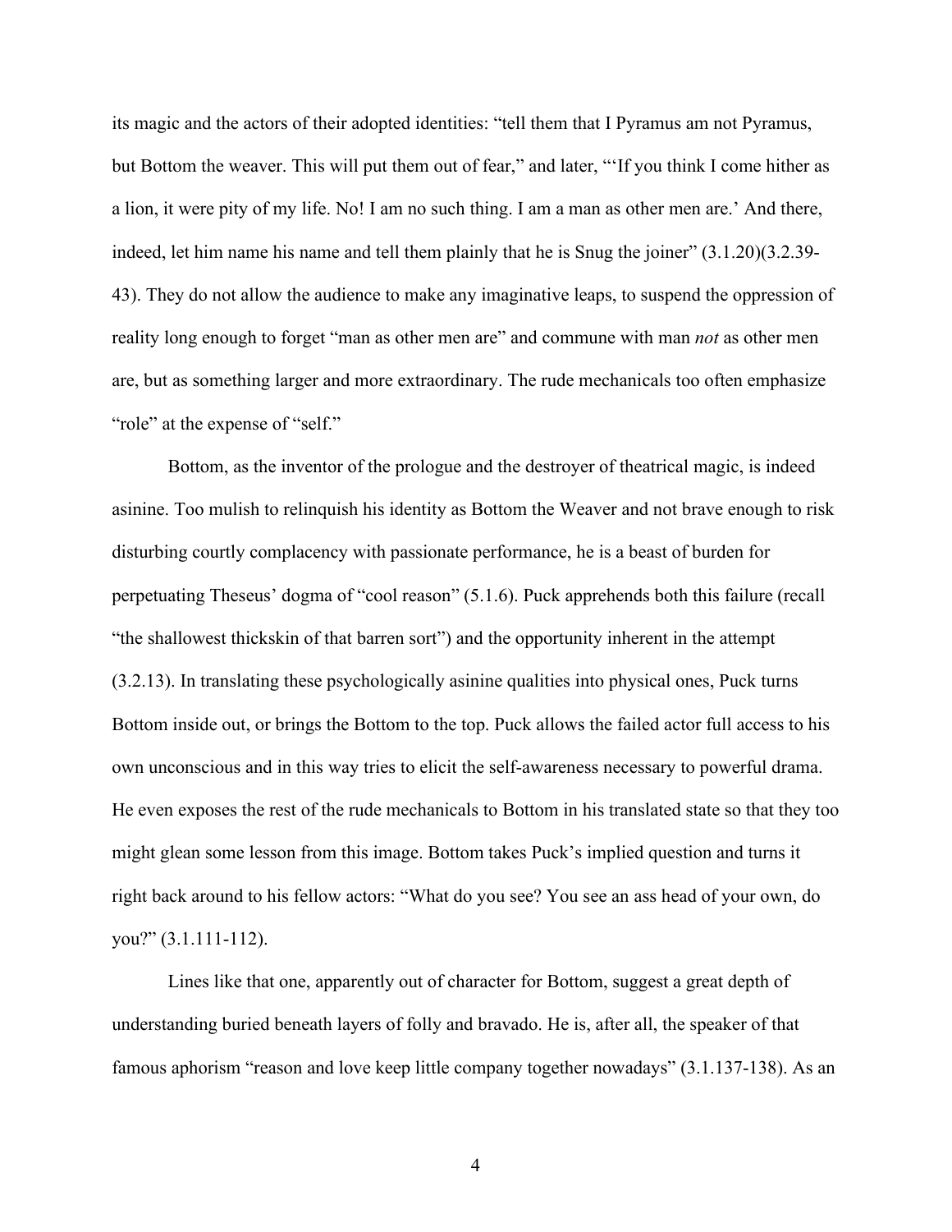its magic and the actors of their adopted identities: "tell them that I Pyramus am not Pyramus, but Bottom the weaver. This will put them out of fear," and later, "'If you think I come hither as a lion, it were pity of my life. No! I am no such thing. I am a man as other men are.' And there, indeed, let him name his name and tell them plainly that he is Snug the joiner" (3.1.20)(3.2.39-43). They do not allow the audience to make any imaginative leaps, to suspend the oppression of reality long enough to forget "man as other men are" and commune with man *not* as other men are, but as something larger and more extraordinary. The rude mechanicals too often emphasize "role" at the expense of "self."

Bottom, as the inventor of the prologue and the destroyer of theatrical magic, is indeed asinine. Too mulish to relinquish his identity as Bottom the Weaver and not brave enough to risk disturbing courtly complacency with passionate performance, he is a beast of burden for perpetuating Theseus' dogma of "cool reason" (5.1.6). Puck apprehends both this failure (recall "the shallowest thickskin of that barren sort") and the opportunity inherent in the attempt (3.2.13). In translating these psychologically asinine qualities into physical ones, Puck turns Bottom inside out, or brings the Bottom to the top. Puck allows the failed actor full access to his own unconscious and in this way tries to elicit the self-awareness necessary to powerful drama. He even exposes the rest of the rude mechanicals to Bottom in his translated state so that they too might glean some lesson from this image. Bottom takes Puck's implied question and turns it right back around to his fellow actors: "What do you see? You see an ass head of your own, do you?" (3.1.111-112).

Lines like that one, apparently out of character for Bottom, suggest a great depth of understanding buried beneath layers of folly and bravado. He is, after all, the speaker of that famous aphorism "reason and love keep little company together nowadays" (3.1.137-138). As an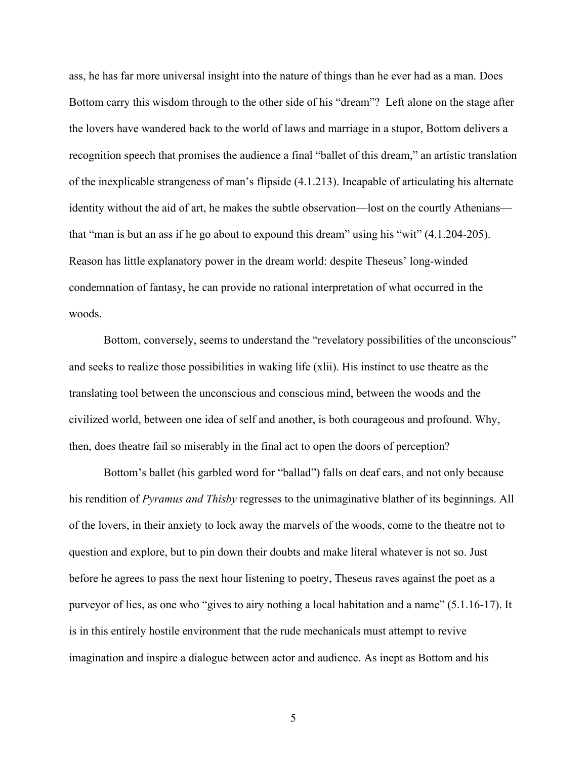ass, he has far more universal insight into the nature of things than he ever had as a man. Does Bottom carry this wisdom through to the other side of his "dream"? Left alone on the stage after the lovers have wandered back to the world of laws and marriage in a stupor, Bottom delivers a recognition speech that promises the audience a final "ballet of this dream," an artistic translation of the inexplicable strangeness of man's flipside (4.1.213). Incapable of articulating his alternate identity without the aid of art, he makes the subtle observation—lost on the courtly Athenians—that "man is but an ass if he go about to expound this dream" using his "wit" (4.1.204-205). Reason has little explanatory power in the dream world: despite Theseus' long-winded condemnation of fantasy, he can provide no rational interpretation of what occurred in the woods.

Bottom, conversely, seems to understand the "revelatory possibilities of the unconscious" and seeks to realize those possibilities in waking life (xlii). His instinct to use theatre as the translating tool between the unconscious and conscious mind, between the woods and the civilized world, between one idea of self and another, is both courageous and profound. Why, then, does theatre fail so miserably in the final act to open the doors of perception?

Bottom's ballet (his garbled word for "ballad") falls on deaf ears, and not only because his rendition of *Pyramus and Thisby* regresses to the unimaginative blather of its beginnings. All of the lovers, in their anxiety to lock away the marvels of the woods, come to the theatre not to question and explore, but to pin down their doubts and make literal whatever is not so. Just before he agrees to pass the next hour listening to poetry, Theseus raves against the poet as a purveyor of lies, as one who "gives to airy nothing a local habitation and a name" (5.1.16-17). It is in this entirely hostile environment that the rude mechanicals must attempt to revive imagination and inspire a dialogue between actor and audience. As inept as Bottom and his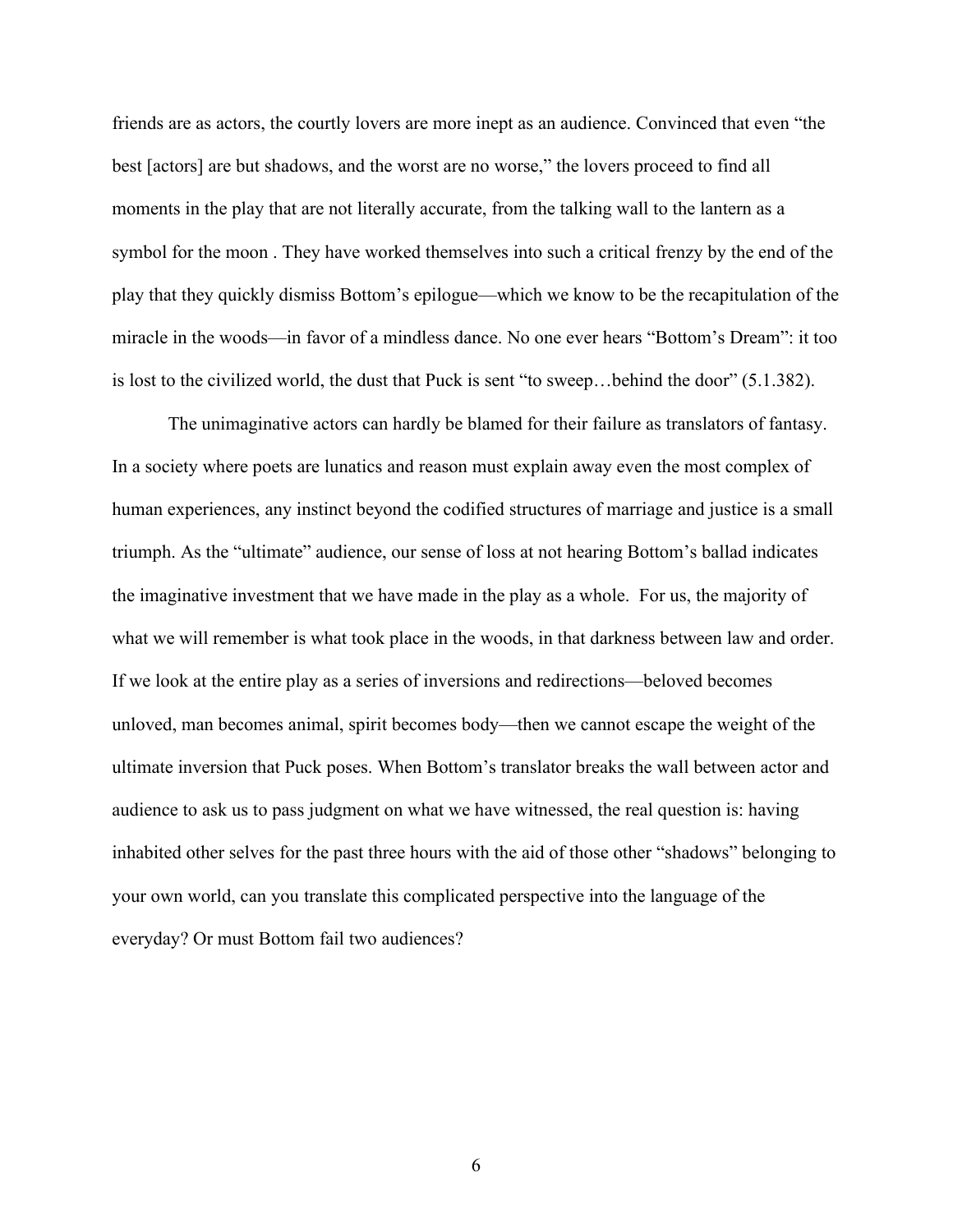friends are as actors, the courtly lovers are more inept as an audience. Convinced that even "the best [actors] are but shadows, and the worst are no worse," the lovers proceed to find all moments in the play that are not literally accurate, from the talking wall to the lantern as a symbol for the moon . They have worked themselves into such a critical frenzy by the end of the play that they quickly dismiss Bottom's epilogue—which we know to be the recapitulation of the miracle in the woods—in favor of a mindless dance. No one ever hears "Bottom's Dream": it too is lost to the civilized world, the dust that Puck is sent "to sweep…behind the door" (5.1.382).

The unimaginative actors can hardly be blamed for their failure as translators of fantasy. In a society where poets are lunatics and reason must explain away even the most complex of human experiences, any instinct beyond the codified structures of marriage and justice is a small triumph. As the "ultimate" audience, our sense of loss at not hearing Bottom's ballad indicates the imaginative investment that we have made in the play as a whole. For us, the majority of what we will remember is what took place in the woods, in that darkness between law and order. If we look at the entire play as a series of inversions and redirections—beloved becomes unloved, man becomes animal, spirit becomes body—then we cannot escape the weight of the ultimate inversion that Puck poses. When Bottom's translator breaks the wall between actor and audience to ask us to pass judgment on what we have witnessed, the real question is: having inhabited other selves for the past three hours with the aid of those other "shadows" belonging to your own world, can you translate this complicated perspective into the language of the everyday? Or must Bottom fail two audiences?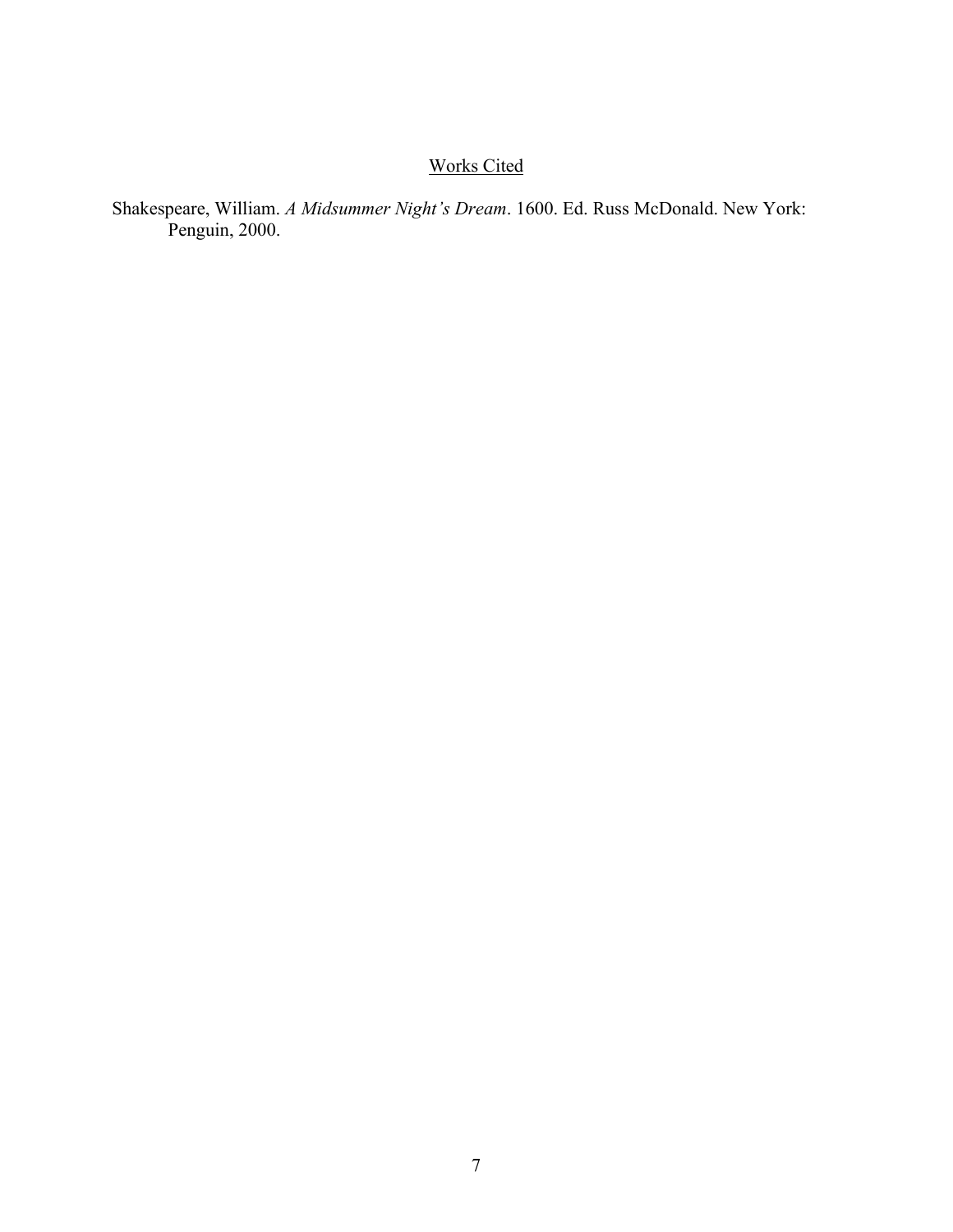## Works Cited

Shakespeare, William. *A Midsummer Night's Dream*. 1600. Ed. Russ McDonald. New York: Penguin, 2000.